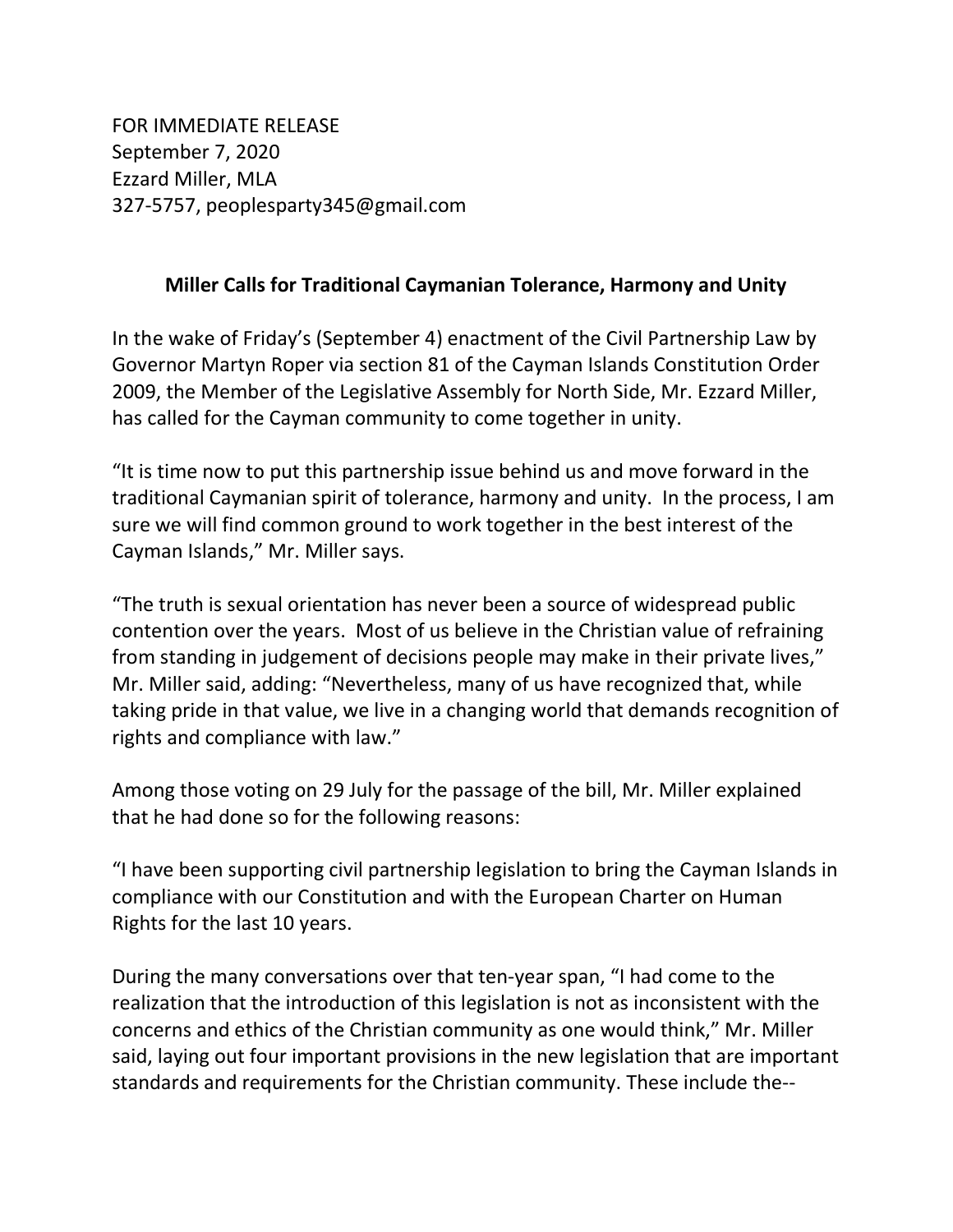FOR IMMEDIATE RELEASE
September 7, 2020
Ezzard Miller, MLA
327-5757, peoplesparty345@gmail.com

**Miller Calls for Traditional Caymanian Tolerance, Harmony and Unity**

In the wake of Friday's (September 4) enactment of the Civil Partnership Law by Governor Martyn Roper via section 81 of the Cayman Islands Constitution Order 2009, the Member of the Legislative Assembly for North Side, Mr. Ezzard Miller, has called for the Cayman community to come together in unity.

"It is time now to put this partnership issue behind us and move forward in the traditional Caymanian spirit of tolerance, harmony and unity. In the process, I am sure we will find common ground to work together in the best interest of the Cayman Islands," Mr. Miller says.

"The truth is sexual orientation has never been a source of widespread public contention over the years. Most of us believe in the Christian value of refraining from standing in judgement of decisions people may make in their private lives," Mr. Miller said, adding: "Nevertheless, many of us have recognized that, while taking pride in that value, we live in a changing world that demands recognition of rights and compliance with law."

Among those voting on 29 July for the passage of the bill, Mr. Miller explained that he had done so for the following reasons:

"I have been supporting civil partnership legislation to bring the Cayman Islands in compliance with our Constitution and with the European Charter on Human Rights for the last 10 years.

During the many conversations over that ten-year span, "I had come to the realization that the introduction of this legislation is not as inconsistent with the concerns and ethics of the Christian community as one would think," Mr. Miller said, laying out four important provisions in the new legislation that are important standards and requirements for the Christian community. These include the--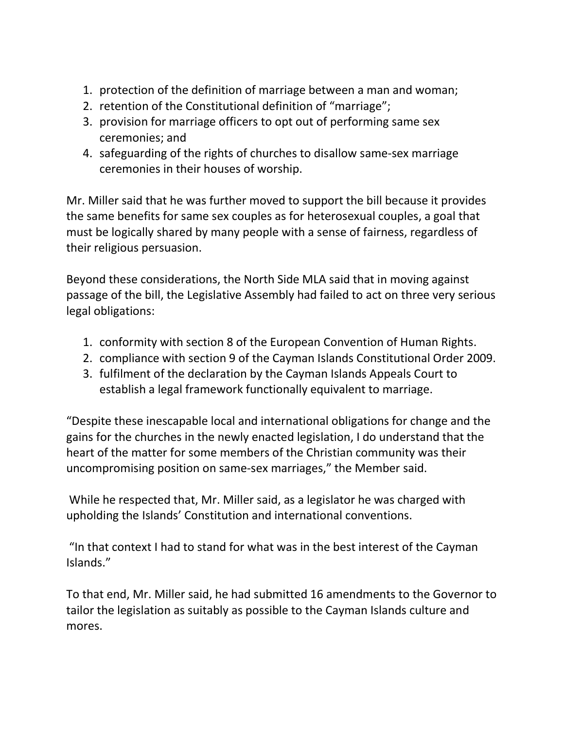1. protection of the definition of marriage between a man and woman;
2. retention of the Constitutional definition of "marriage";
3. provision for marriage officers to opt out of performing same sex ceremonies; and
4. safeguarding of the rights of churches to disallow same-sex marriage ceremonies in their houses of worship.

Mr. Miller said that he was further moved to support the bill because it provides the same benefits for same sex couples as for heterosexual couples, a goal that must be logically shared by many people with a sense of fairness, regardless of their religious persuasion.

Beyond these considerations, the North Side MLA said that in moving against passage of the bill, the Legislative Assembly had failed to act on three very serious legal obligations:

1. conformity with section 8 of the European Convention of Human Rights.
2. compliance with section 9 of the Cayman Islands Constitutional Order 2009.
3. fulfilment of the declaration by the Cayman Islands Appeals Court to establish a legal framework functionally equivalent to marriage.

"Despite these inescapable local and international obligations for change and the gains for the churches in the newly enacted legislation, I do understand that the heart of the matter for some members of the Christian community was their uncompromising position on same-sex marriages," the Member said.

While he respected that, Mr. Miller said, as a legislator he was charged with upholding the Islands' Constitution and international conventions.

"In that context I had to stand for what was in the best interest of the Cayman Islands."

To that end, Mr. Miller said, he had submitted 16 amendments to the Governor to tailor the legislation as suitably as possible to the Cayman Islands culture and mores.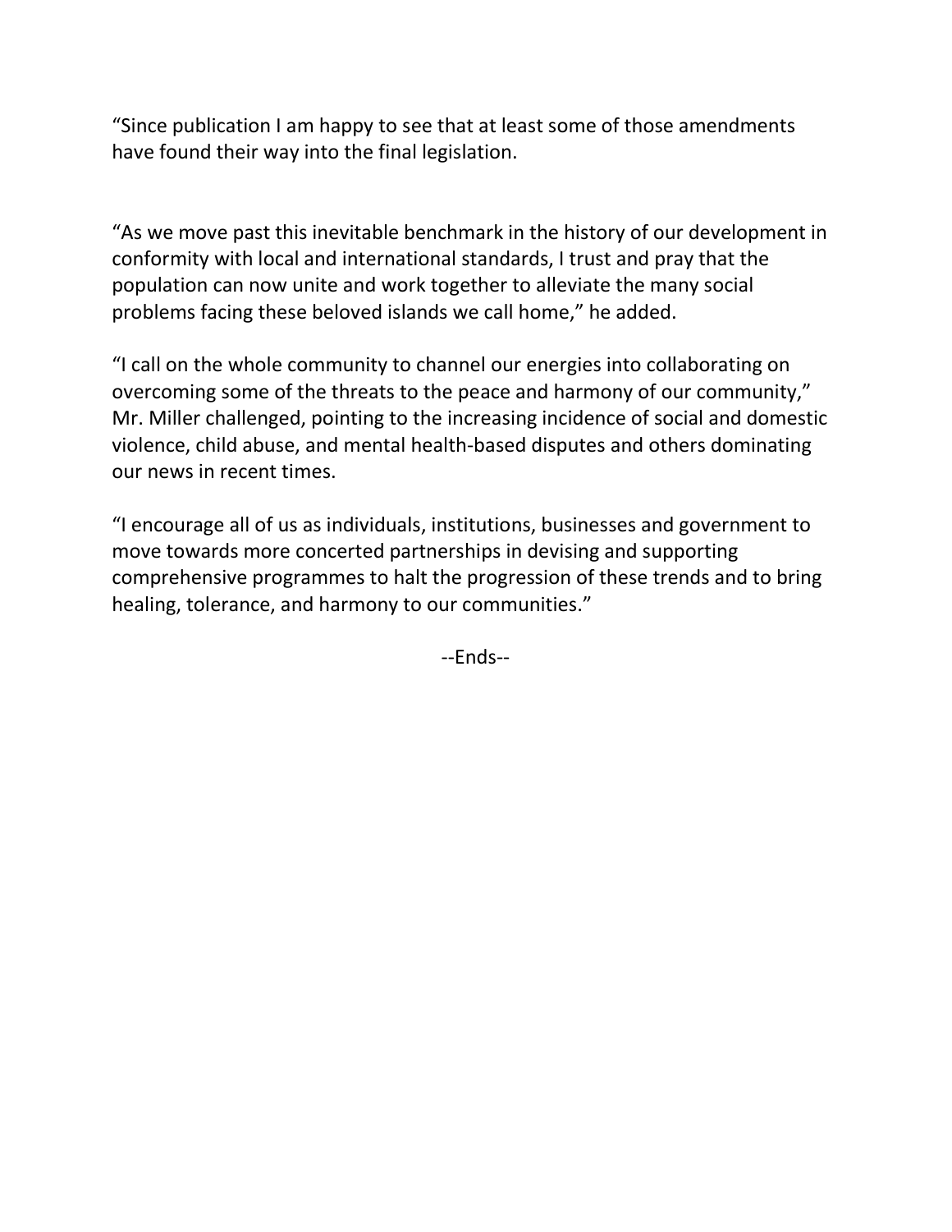"Since publication I am happy to see that at least some of those amendments have found their way into the final legislation.

"As we move past this inevitable benchmark in the history of our development in conformity with local and international standards, I trust and pray that the population can now unite and work together to alleviate the many social problems facing these beloved islands we call home," he added.

"I call on the whole community to channel our energies into collaborating on overcoming some of the threats to the peace and harmony of our community," Mr. Miller challenged, pointing to the increasing incidence of social and domestic violence, child abuse, and mental health-based disputes and others dominating our news in recent times.

"I encourage all of us as individuals, institutions, businesses and government to move towards more concerted partnerships in devising and supporting comprehensive programmes to halt the progression of these trends and to bring healing, tolerance, and harmony to our communities."

--Ends--